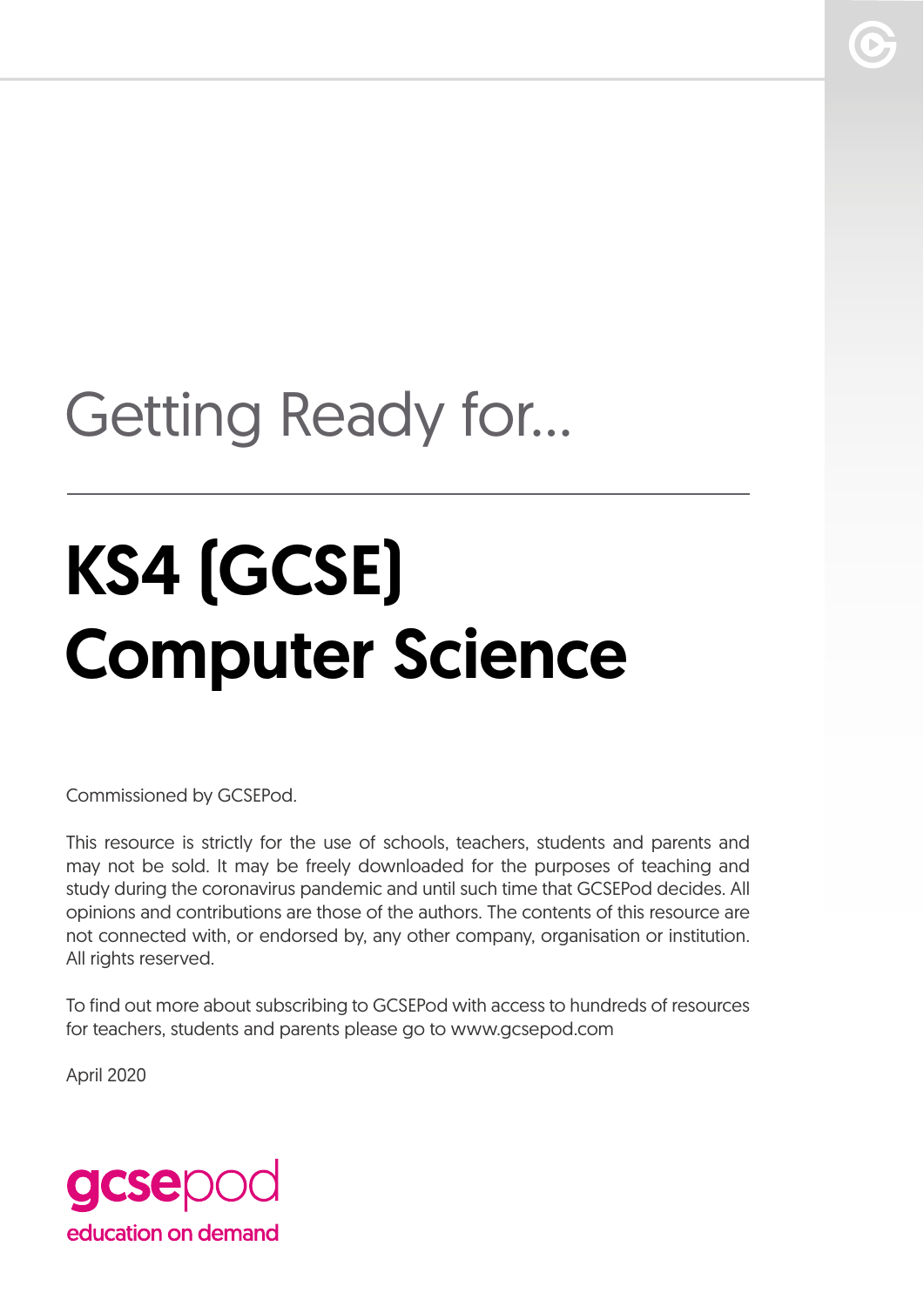## Getting Ready for...

# KS4 (GCSE) Computer Science

Commissioned by GCSEPod.

This resource is strictly for the use of schools, teachers, students and parents and may not be sold. It may be freely downloaded for the purposes of teaching and study during the coronavirus pandemic and until such time that GCSEPod decides. All opinions and contributions are those of the authors. The contents of this resource are not connected with, or endorsed by, any other company, organisation or institution. All rights reserved.

To find out more about subscribing to GCSEPod with access to hundreds of resources for teachers, students and parents please go to www.gcsepod.com

April 2020

gcsepod
education on demand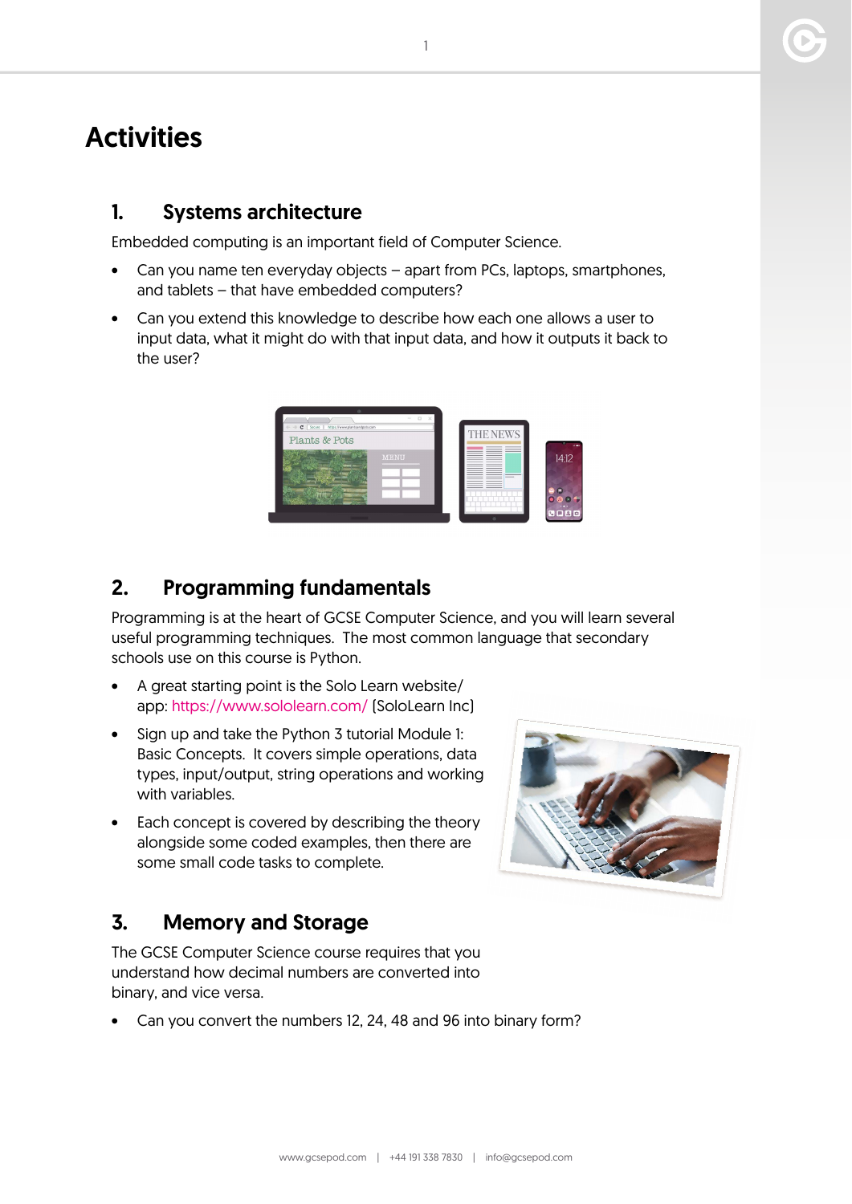# Activities

## 1. Systems architecture

Embedded computing is an important field of Computer Science.

- Can you name ten everyday objects – apart from PCs, laptops, smartphones, and tablets – that have embedded computers?
- Can you extend this knowledge to describe how each one allows a user to input data, what it might do with that input data, and how it outputs it back to the user?

## 2. Programming fundamentals

Programming is at the heart of GCSE Computer Science, and you will learn several useful programming techniques. The most common language that secondary schools use on this course is Python.

- A great starting point is the Solo Learn website/app: https://www.sololearn.com/ [SoloLearn Inc]
- Sign up and take the Python 3 tutorial Module 1: Basic Concepts. It covers simple operations, data types, input/output, string operations and working with variables.
- Each concept is covered by describing the theory alongside some coded examples, then there are some small code tasks to complete.

## 3. Memory and Storage

The GCSE Computer Science course requires that you understand how decimal numbers are converted into binary, and vice versa.

- Can you convert the numbers 12, 24, 48 and 96 into binary form?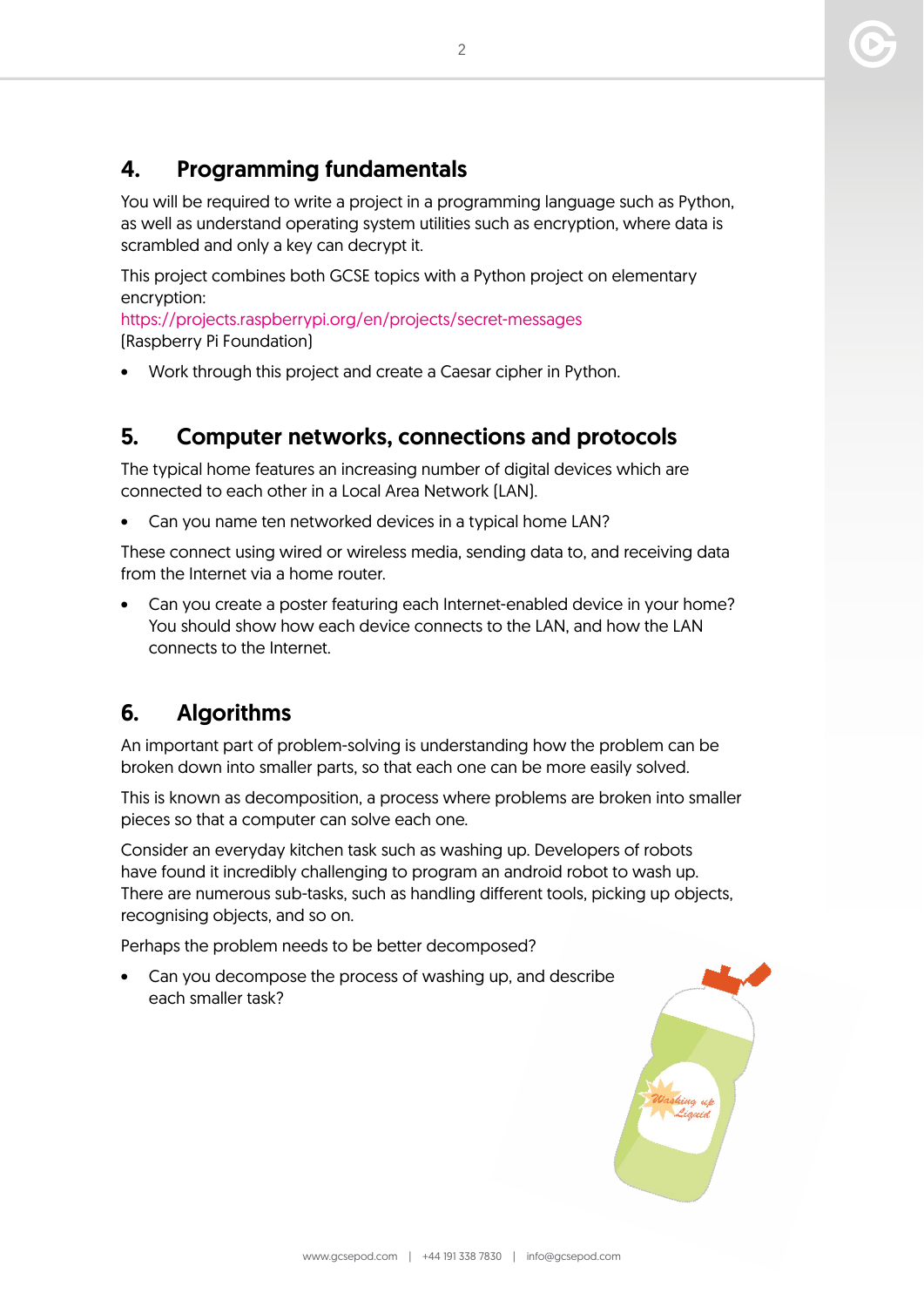## 4. Programming fundamentals

You will be required to write a project in a programming language such as Python, as well as understand operating system utilities such as encryption, where data is scrambled and only a key can decrypt it.

This project combines both GCSE topics with a Python project on elementary encryption:
https://projects.raspberrypi.org/en/projects/secret-messages
(Raspberry Pi Foundation)

- Work through this project and create a Caesar cipher in Python.

## 5. Computer networks, connections and protocols

The typical home features an increasing number of digital devices which are connected to each other in a Local Area Network (LAN).

- Can you name ten networked devices in a typical home LAN?

These connect using wired or wireless media, sending data to, and receiving data from the Internet via a home router.

- Can you create a poster featuring each Internet-enabled device in your home? You should show how each device connects to the LAN, and how the LAN connects to the Internet.

## 6. Algorithms

An important part of problem-solving is understanding how the problem can be broken down into smaller parts, so that each one can be more easily solved.

This is known as decomposition, a process where problems are broken into smaller pieces so that a computer can solve each one.

Consider an everyday kitchen task such as washing up. Developers of robots have found it incredibly challenging to program an android robot to wash up. There are numerous sub-tasks, such as handling different tools, picking up objects, recognising objects, and so on.

Perhaps the problem needs to be better decomposed?

- Can you decompose the process of washing up, and describe each smaller task?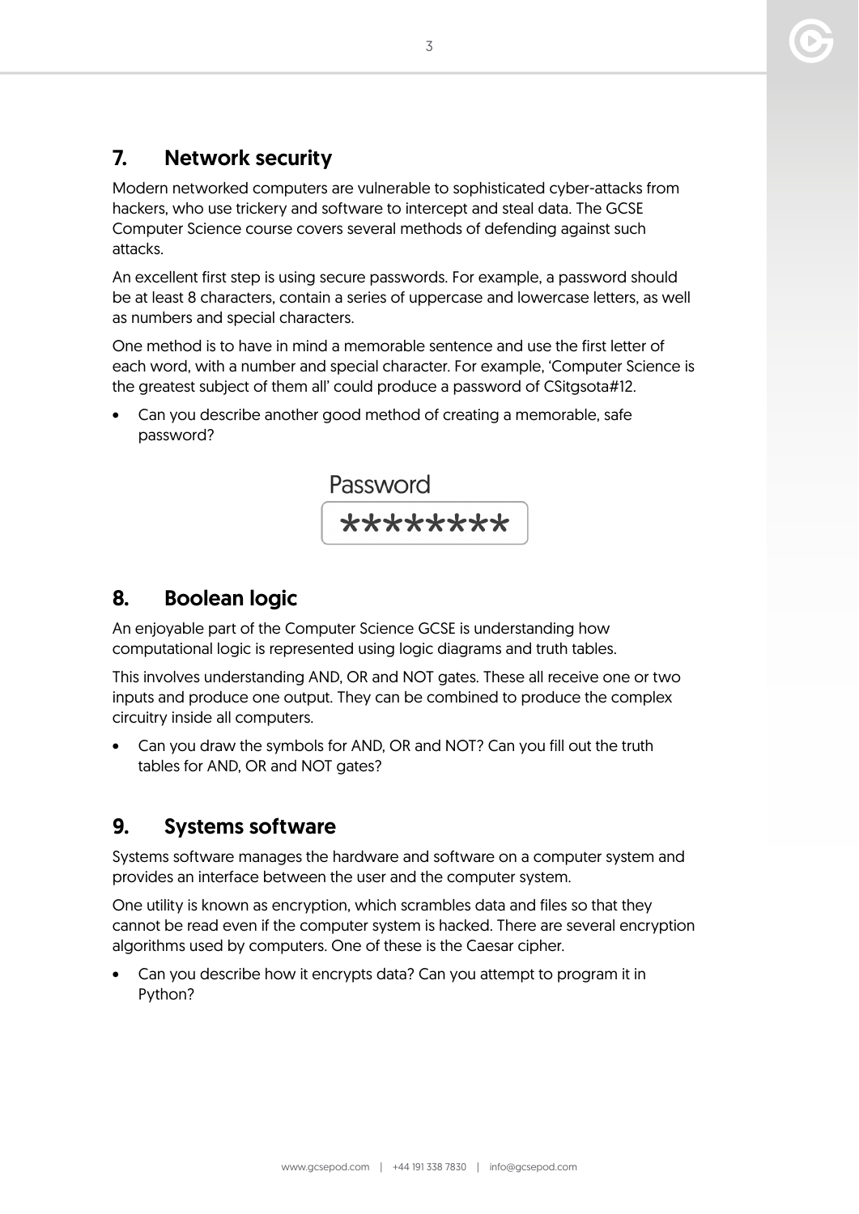## 7. Network security

Modern networked computers are vulnerable to sophisticated cyber-attacks from hackers, who use trickery and software to intercept and steal data. The GCSE Computer Science course covers several methods of defending against such attacks.

An excellent first step is using secure passwords. For example, a password should be at least 8 characters, contain a series of uppercase and lowercase letters, as well as numbers and special characters.

One method is to have in mind a memorable sentence and use the first letter of each word, with a number and special character. For example, 'Computer Science is the greatest subject of them all' could produce a password of CSitgsota#12.

- Can you describe another good method of creating a memorable, safe password?

Password

********

## 8. Boolean logic

An enjoyable part of the Computer Science GCSE is understanding how computational logic is represented using logic diagrams and truth tables.

This involves understanding AND, OR and NOT gates. These all receive one or two inputs and produce one output. They can be combined to produce the complex circuitry inside all computers.

- Can you draw the symbols for AND, OR and NOT? Can you fill out the truth tables for AND, OR and NOT gates?

## 9. Systems software

Systems software manages the hardware and software on a computer system and provides an interface between the user and the computer system.

One utility is known as encryption, which scrambles data and files so that they cannot be read even if the computer system is hacked. There are several encryption algorithms used by computers. One of these is the Caesar cipher.

- Can you describe how it encrypts data? Can you attempt to program it in Python?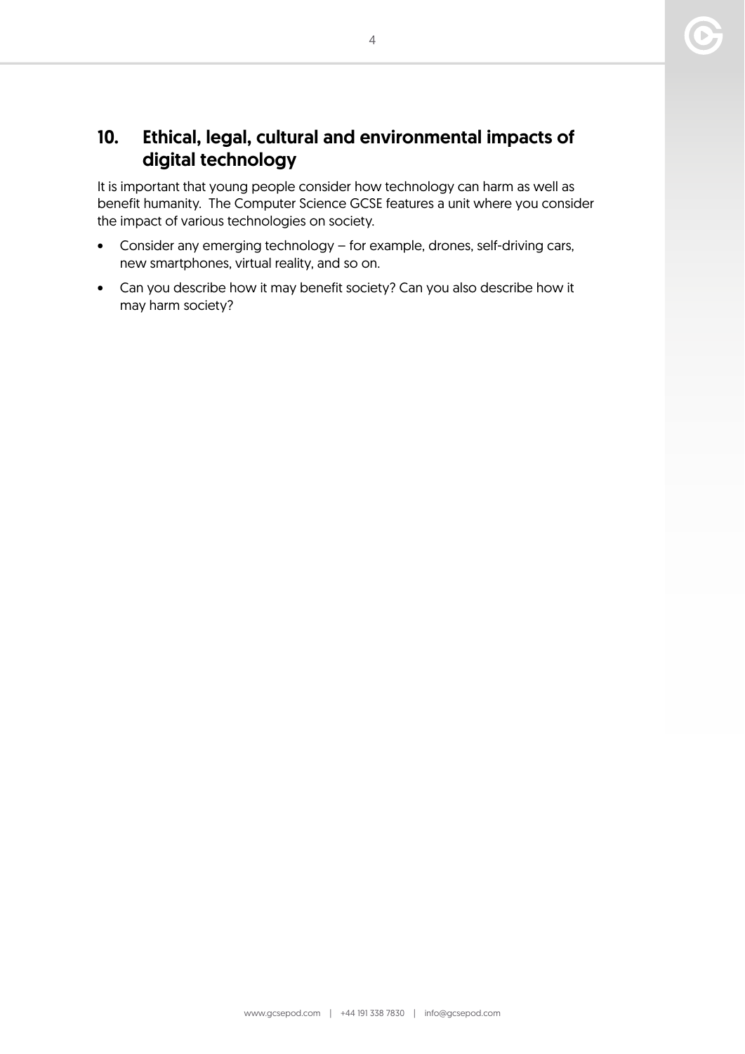## 10. Ethical, legal, cultural and environmental impacts of digital technology

It is important that young people consider how technology can harm as well as benefit humanity. The Computer Science GCSE features a unit where you consider the impact of various technologies on society.

- Consider any emerging technology – for example, drones, self-driving cars, new smartphones, virtual reality, and so on.
- Can you describe how it may benefit society? Can you also describe how it may harm society?